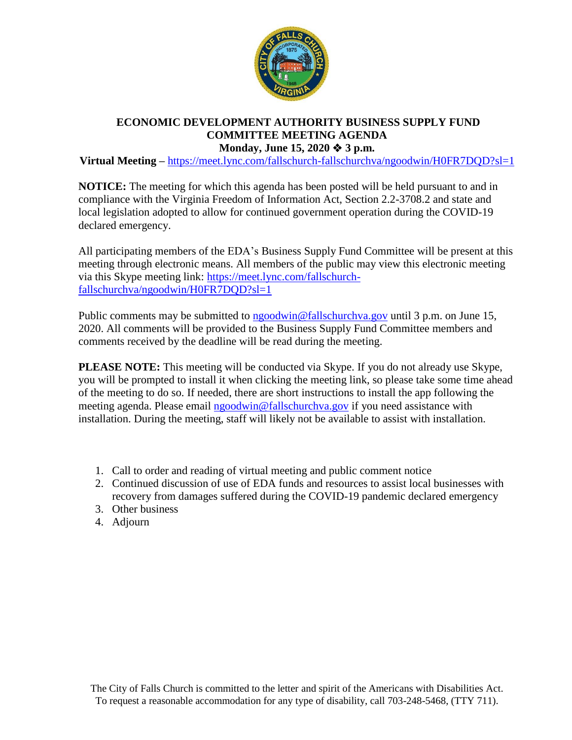# ECONOMIC DEVELOPMENT AUTHORITY BUSINESS SUPPLY FUND COMMITTEE MEETING AGENDA

**Monday, June 15, 2020 ❖ 3 p.m.**

**Virtual Meeting –** https://meet.lync.com/fallschurch-fallschurchva/ngoodwin/H0FR7DQD?sl=1

**NOTICE:** The meeting for which this agenda has been posted will be held pursuant to and in compliance with the Virginia Freedom of Information Act, Section 2.2-3708.2 and state and local legislation adopted to allow for continued government operation during the COVID-19 declared emergency.

All participating members of the EDA's Business Supply Fund Committee will be present at this meeting through electronic means. All members of the public may view this electronic meeting via this Skype meeting link: https://meet.lync.com/fallschurch-fallschurchva/ngoodwin/H0FR7DQD?sl=1

Public comments may be submitted to ngoodwin@fallschurchva.gov until 3 p.m. on June 15, 2020. All comments will be provided to the Business Supply Fund Committee members and comments received by the deadline will be read during the meeting.

**PLEASE NOTE:** This meeting will be conducted via Skype. If you do not already use Skype, you will be prompted to install it when clicking the meeting link, so please take some time ahead of the meeting to do so. If needed, there are short instructions to install the app following the meeting agenda. Please email ngoodwin@fallschurchva.gov if you need assistance with installation. During the meeting, staff will likely not be available to assist with installation.

1. Call to order and reading of virtual meeting and public comment notice
2. Continued discussion of use of EDA funds and resources to assist local businesses with recovery from damages suffered during the COVID-19 pandemic declared emergency
3. Other business
4. Adjourn

The City of Falls Church is committed to the letter and spirit of the Americans with Disabilities Act. To request a reasonable accommodation for any type of disability, call 703-248-5468, (TTY 711).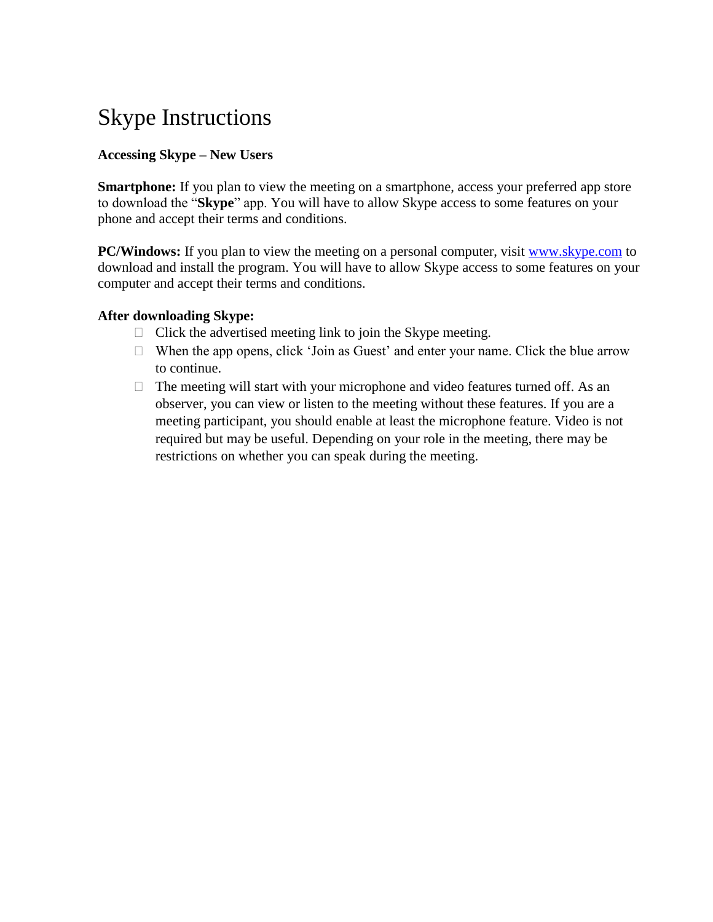# Skype Instructions

**Accessing Skype – New Users**

**Smartphone:** If you plan to view the meeting on a smartphone, access your preferred app store to download the "**Skype**" app. You will have to allow Skype access to some features on your phone and accept their terms and conditions.

**PC/Windows:** If you plan to view the meeting on a personal computer, visit [www.skype.com](www.skype.com) to download and install the program. You will have to allow Skype access to some features on your computer and accept their terms and conditions.

**After downloading Skype:**

- Click the advertised meeting link to join the Skype meeting.
- When the app opens, click 'Join as Guest' and enter your name. Click the blue arrow to continue.
- The meeting will start with your microphone and video features turned off. As an observer, you can view or listen to the meeting without these features. If you are a meeting participant, you should enable at least the microphone feature. Video is not required but may be useful. Depending on your role in the meeting, there may be restrictions on whether you can speak during the meeting.